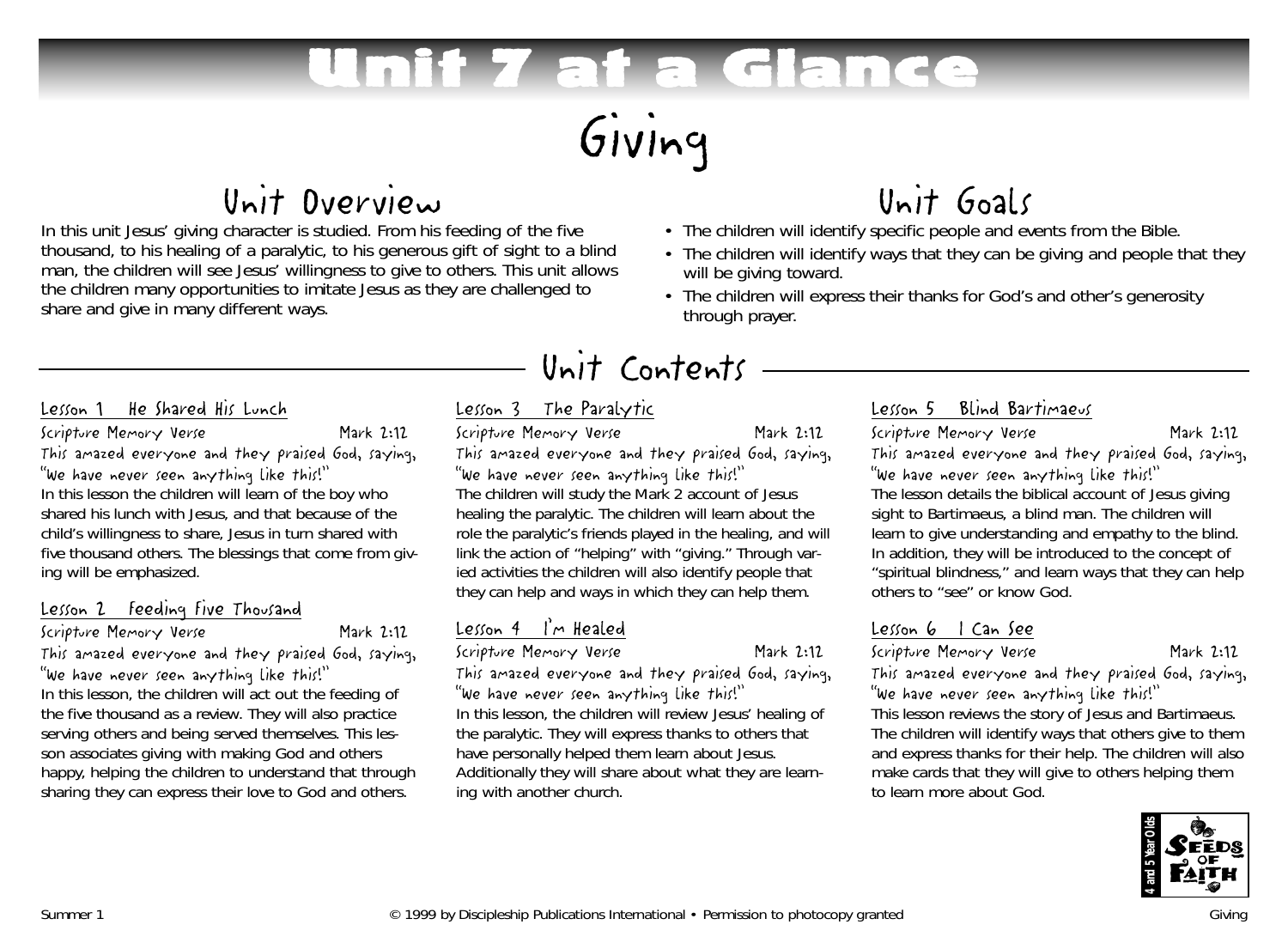# Unit 7 at a Glance

# Giving

## Unit Overview

In this unit Jesus' giving character is studied. From his feeding of the five thousand, to his healing of a paralytic, to his generous gift of sight to a blind man, the children will see Jesus' willingness to give to others. This unit allows the children many opportunities to imitate Jesus as they are challenged to share and give in many different ways.

## Unit Goals

- The children will identify specific people and events from the Bible.
- The children will identify ways that they can be giving and people that they will be giving toward.
- The children will express their thanks for God's and other's generosity through prayer.

## Unit Contents

### Lesson 1 He Shared His Lunch

Scripture Memory Verse Mark 2:12

*This amazed everyone and they praised God, saying, "We have never seen anything like this!"*

In this lesson the children will learn of the boy who shared his lunch with Jesus, and that because of the child's willingness to share, Jesus in turn shared with five thousand others. The blessings that come from giving will be emphasized.

### Lesson 2 Feeding Five Thousand

Scripture Memory Verse Mark 2:12

*This amazed everyone and they praised God, saying, "We have never seen anything like this!"*

In this lesson, the children will act out the feeding of the five thousand as a review. They will also practice serving others and being served themselves. This lesson associates giving with making God and others happy, helping the children to understand that through sharing they can express their love to God and others.

### Lesson 3 The Paralytic

Scripture Memory Verse Mark 2:12

*This amazed everyone and they praised God, saying, "We have never seen anything like this!"*

The children will study the Mark 2 account of Jesus healing the paralytic. The children will learn about the role the paralytic's friends played in the healing, and will link the action of "helping" with "giving." Through varied activities the children will also identify people that they can help and ways in which they can help them.

### Lesson 4 I'm Healed

Scripture Memory Verse Mark 2:12

*This amazed everyone and they praised God, saying, "We have never seen anything like this!"*

In this lesson, the children will review Jesus' healing of the paralytic. They will express thanks to others that have personally helped them learn about Jesus. Additionally they will share about what they are learning with another church.

### Lesson 5 Blind Bartimaeus

Scripture Memory Verse Mark 2:12

*This amazed everyone and they praised God, saying, "We have never seen anything like this!"*

The lesson details the biblical account of Jesus giving sight to Bartimaeus, a blind man. The children will learn to give understanding and empathy to the blind. In addition, they will be introduced to the concept of "spiritual blindness," and learn ways that they can help others to "see" or know God.

### Lesson 6 I Can See

Scripture Memory Verse Mark 2:12

*This amazed everyone and they praised God, saying, "We have never seen anything like this!"*

This lesson reviews the story of Jesus and Bartimaeus. The children will identify ways that others give to them and express thanks for their help. The children will also make cards that they will give to others helping them to learn more about God.

4 and 5 Year Olds — Seeds of Faith

© 1999 by Discipleship Publications International • Permission to photocopy granted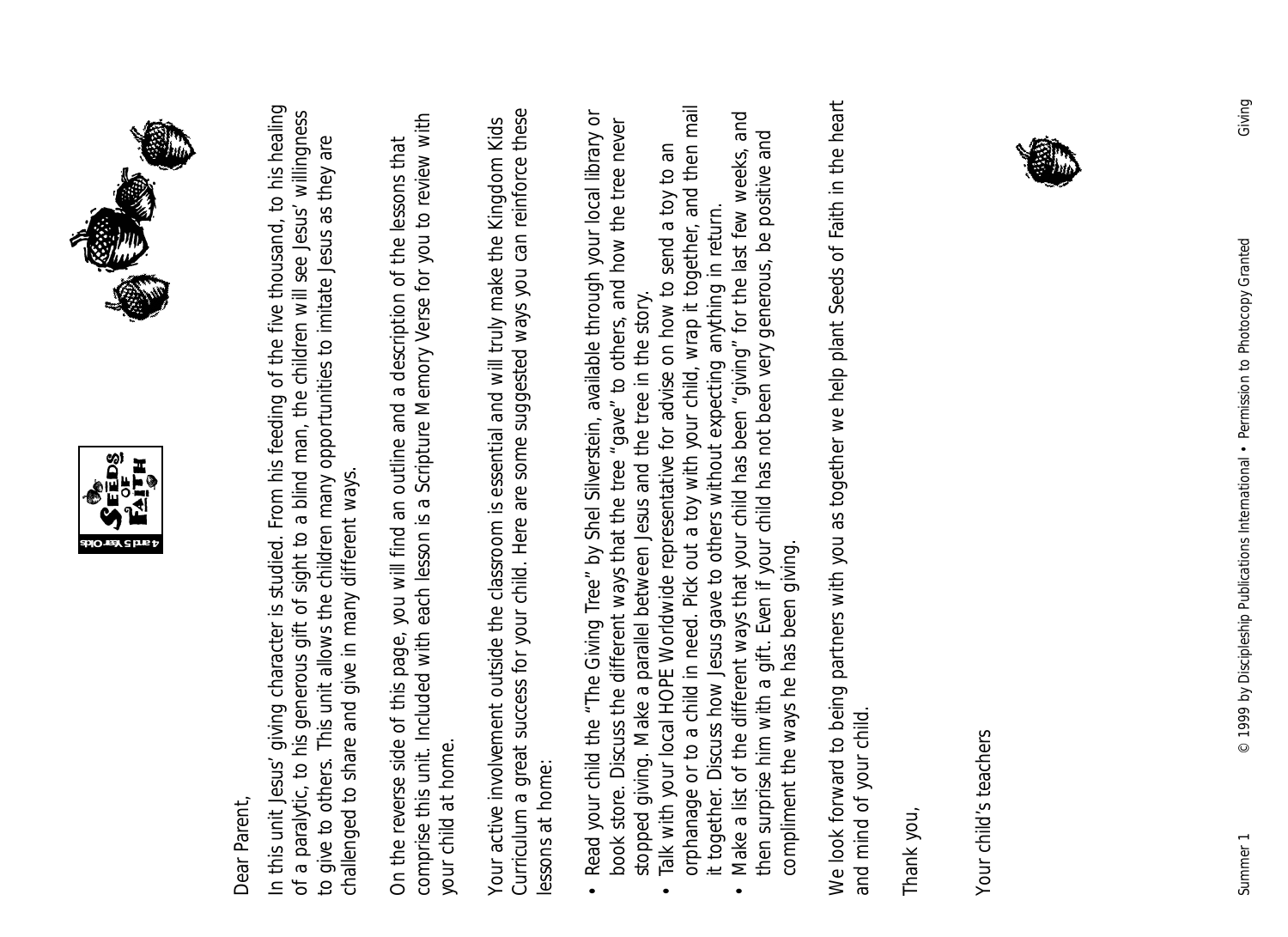Dear Parent,

In this unit Jesus' giving character is studied. From his feeding of the five thousand, to his healing of a paralytic, to his generous gift of sight to a blind man, the children will see Jesus' willingness to give to others. This unit allows the children many opportunities to imitate Jesus as they are challenged to share and give in many different ways.

On the reverse side of this page, you will find an outline and a description of the lessons that comprise this unit. Included with each lesson is a Scripture Memory Verse for you to review with your child at home.

Your active involvement outside the classroom is essential and will truly make the Kingdom Kids Curriculum a great success for your child. Here are some suggested ways you can reinforce these lessons at home:

- Read your child the "The Giving Tree" by Shel Silverstein, available through your local library or book store. Discuss the different ways that the tree "gave" to others, and how the tree never stopped giving. Make a parallel between Jesus and the tree in the story.
- Talk with your local HOPE Worldwide representative for advise on how to send a toy to an orphanage or to a child in need. Pick out a toy with your child, wrap it together, and then mail it together. Discuss how Jesus gave to others without expecting anything in return.
- Make a list of the different ways that your child has been "giving" for the last few weeks, and then surprise him with a gift. Even if your child has not been very generous, be positive and compliment the ways he has been giving.

We look forward to being partners with you as together we help plant Seeds of Faith in the heart and mind of your child.

Thank you,

Your child's teachers

© 1999 by Discipleship Publications International • Permission to Photocopy Granted